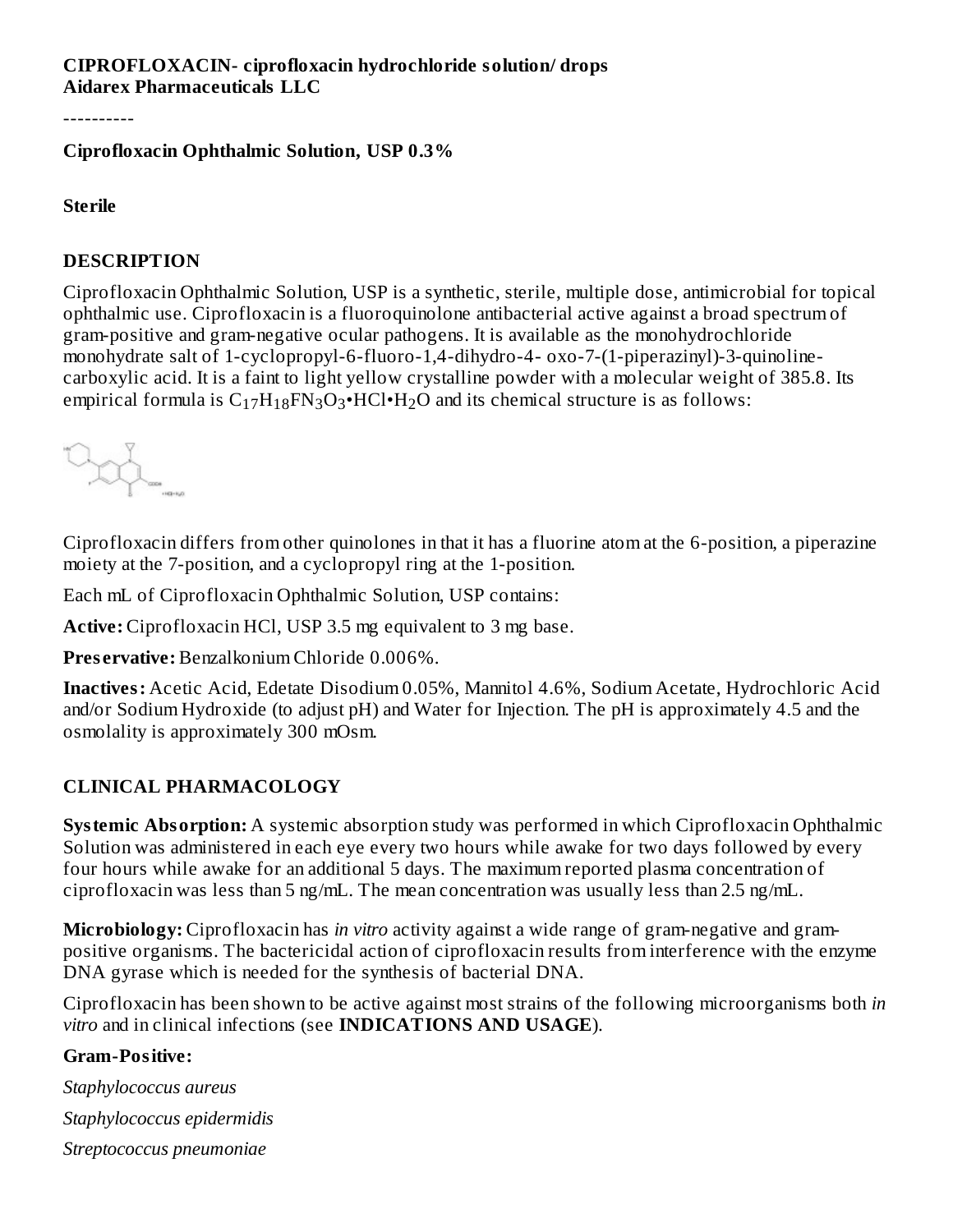**CIPROFLOXACIN- ciprofloxacin hydrochloride solution/ drops**
**Aidarex Pharmaceuticals LLC**

----------

**Ciprofloxacin Ophthalmic Solution, USP 0.3%**

**Sterile**

## DESCRIPTION

Ciprofloxacin Ophthalmic Solution, USP is a synthetic, sterile, multiple dose, antimicrobial for topical ophthalmic use. Ciprofloxacin is a fluoroquinolone antibacterial active against a broad spectrum of gram-positive and gram-negative ocular pathogens. It is available as the monohydrochloride monohydrate salt of 1-cyclopropyl-6-fluoro-1,4-dihydro-4- oxo-7-(1-piperazinyl)-3-quinoline-carboxylic acid. It is a faint to light yellow crystalline powder with a molecular weight of 385.8. Its empirical formula is $C_{17}H_{18}FN_3O_3$•HCl•$H_2O$ and its chemical structure is as follows:

Ciprofloxacin differs from other quinolones in that it has a fluorine atom at the 6-position, a piperazine moiety at the 7-position, and a cyclopropyl ring at the 1-position.

Each mL of Ciprofloxacin Ophthalmic Solution, USP contains:

**Active:** Ciprofloxacin HCl, USP 3.5 mg equivalent to 3 mg base.

**Preservative:** Benzalkonium Chloride 0.006%.

**Inactives:** Acetic Acid, Edetate Disodium 0.05%, Mannitol 4.6%, Sodium Acetate, Hydrochloric Acid and/or Sodium Hydroxide (to adjust pH) and Water for Injection. The pH is approximately 4.5 and the osmolality is approximately 300 mOsm.

## CLINICAL PHARMACOLOGY

**Systemic Absorption:** A systemic absorption study was performed in which Ciprofloxacin Ophthalmic Solution was administered in each eye every two hours while awake for two days followed by every four hours while awake for an additional 5 days. The maximum reported plasma concentration of ciprofloxacin was less than 5 ng/mL. The mean concentration was usually less than 2.5 ng/mL.

**Microbiology:** Ciprofloxacin has *in vitro* activity against a wide range of gram-negative and gram-positive organisms. The bactericidal action of ciprofloxacin results from interference with the enzyme DNA gyrase which is needed for the synthesis of bacterial DNA.

Ciprofloxacin has been shown to be active against most strains of the following microorganisms both *in vitro* and in clinical infections (see **INDICATIONS AND USAGE**).

**Gram-Positive:**

*Staphylococcus aureus*

*Staphylococcus epidermidis*

*Streptococcus pneumoniae*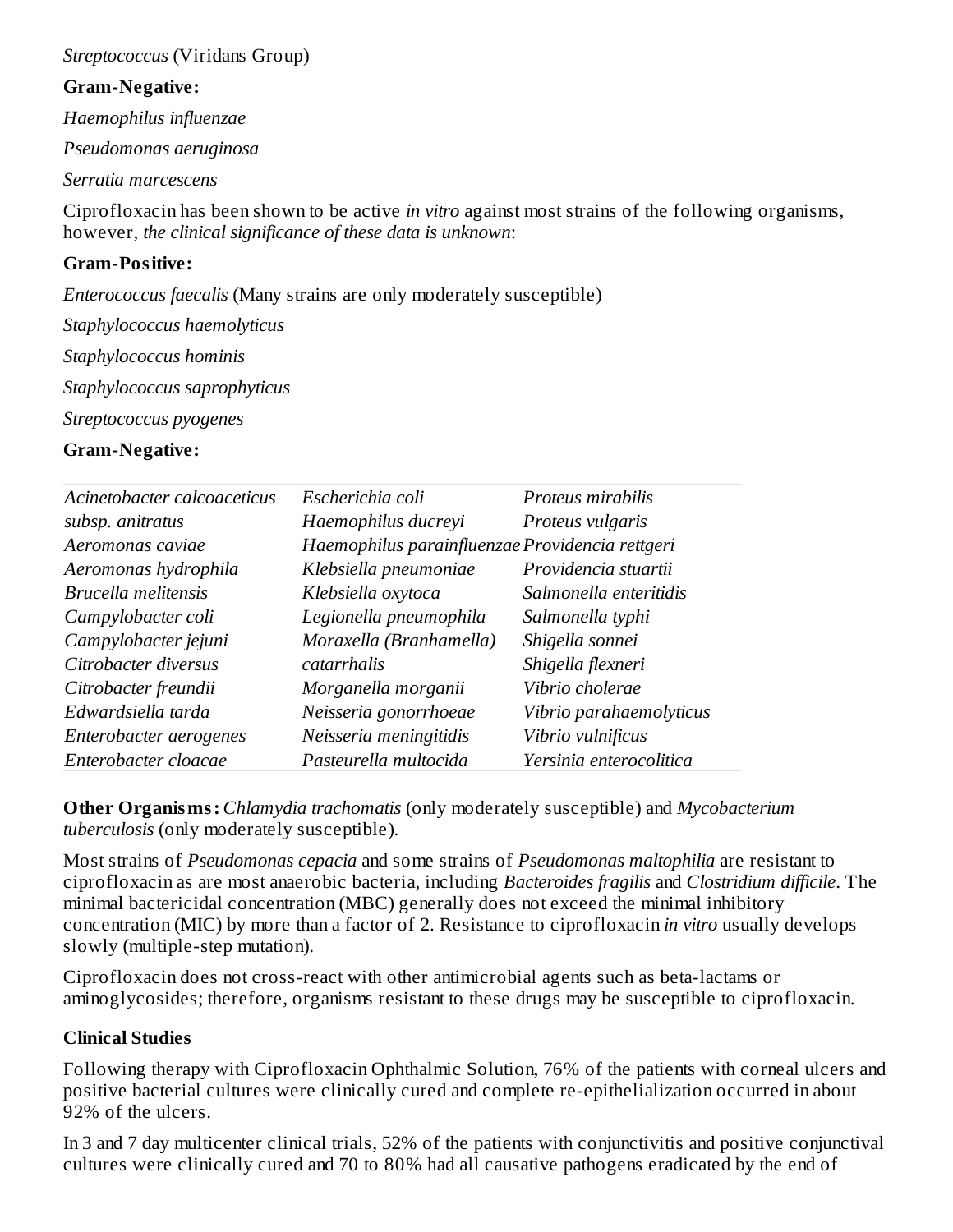*Streptococcus* (Viridans Group)

**Gram-Negative:**

*Haemophilus influenzae*

*Pseudomonas aeruginosa*

*Serratia marcescens*

Ciprofloxacin has been shown to be active *in vitro* against most strains of the following organisms, however, *the clinical significance of these data is unknown*:

**Gram-Positive:**

*Enterococcus faecalis* (Many strains are only moderately susceptible)

*Staphylococcus haemolyticus*

*Staphylococcus hominis*

*Staphylococcus saprophyticus*

*Streptococcus pyogenes*

**Gram-Negative:**

| | | |
|---|---|---|
| *Acinetobacter calcoaceticus* | *Escherichia coli* | *Proteus mirabilis* |
| *subsp. anitratus* | *Haemophilus ducreyi* | *Proteus vulgaris* |
| *Aeromonas caviae* | *Haemophilus parainfluenzae* | *Providencia rettgeri* |
| *Aeromonas hydrophila* | *Klebsiella pneumoniae* | *Providencia stuartii* |
| *Brucella melitensis* | *Klebsiella oxytoca* | *Salmonella enteritidis* |
| *Campylobacter coli* | *Legionella pneumophila* | *Salmonella typhi* |
| *Campylobacter jejuni* | *Moraxella (Branhamella)* | *Shigella sonnei* |
| *Citrobacter diversus* | *catarrhalis* | *Shigella flexneri* |
| *Citrobacter freundii* | *Morganella morganii* | *Vibrio cholerae* |
| *Edwardsiella tarda* | *Neisseria gonorrhoeae* | *Vibrio parahaemolyticus* |
| *Enterobacter aerogenes* | *Neisseria meningitidis* | *Vibrio vulnificus* |
| *Enterobacter cloacae* | *Pasteurella multocida* | *Yersinia enterocolitica* |

**Other Organisms:** *Chlamydia trachomatis* (only moderately susceptible) and *Mycobacterium tuberculosis* (only moderately susceptible).

Most strains of *Pseudomonas cepacia* and some strains of *Pseudomonas maltophilia* are resistant to ciprofloxacin as are most anaerobic bacteria, including *Bacteroides fragilis* and *Clostridium difficile*. The minimal bactericidal concentration (MBC) generally does not exceed the minimal inhibitory concentration (MIC) by more than a factor of 2. Resistance to ciprofloxacin *in vitro* usually develops slowly (multiple-step mutation).

Ciprofloxacin does not cross-react with other antimicrobial agents such as beta-lactams or aminoglycosides; therefore, organisms resistant to these drugs may be susceptible to ciprofloxacin.

## Clinical Studies

Following therapy with Ciprofloxacin Ophthalmic Solution, 76% of the patients with corneal ulcers and positive bacterial cultures were clinically cured and complete re-epithelialization occurred in about 92% of the ulcers.

In 3 and 7 day multicenter clinical trials, 52% of the patients with conjunctivitis and positive conjunctival cultures were clinically cured and 70 to 80% had all causative pathogens eradicated by the end of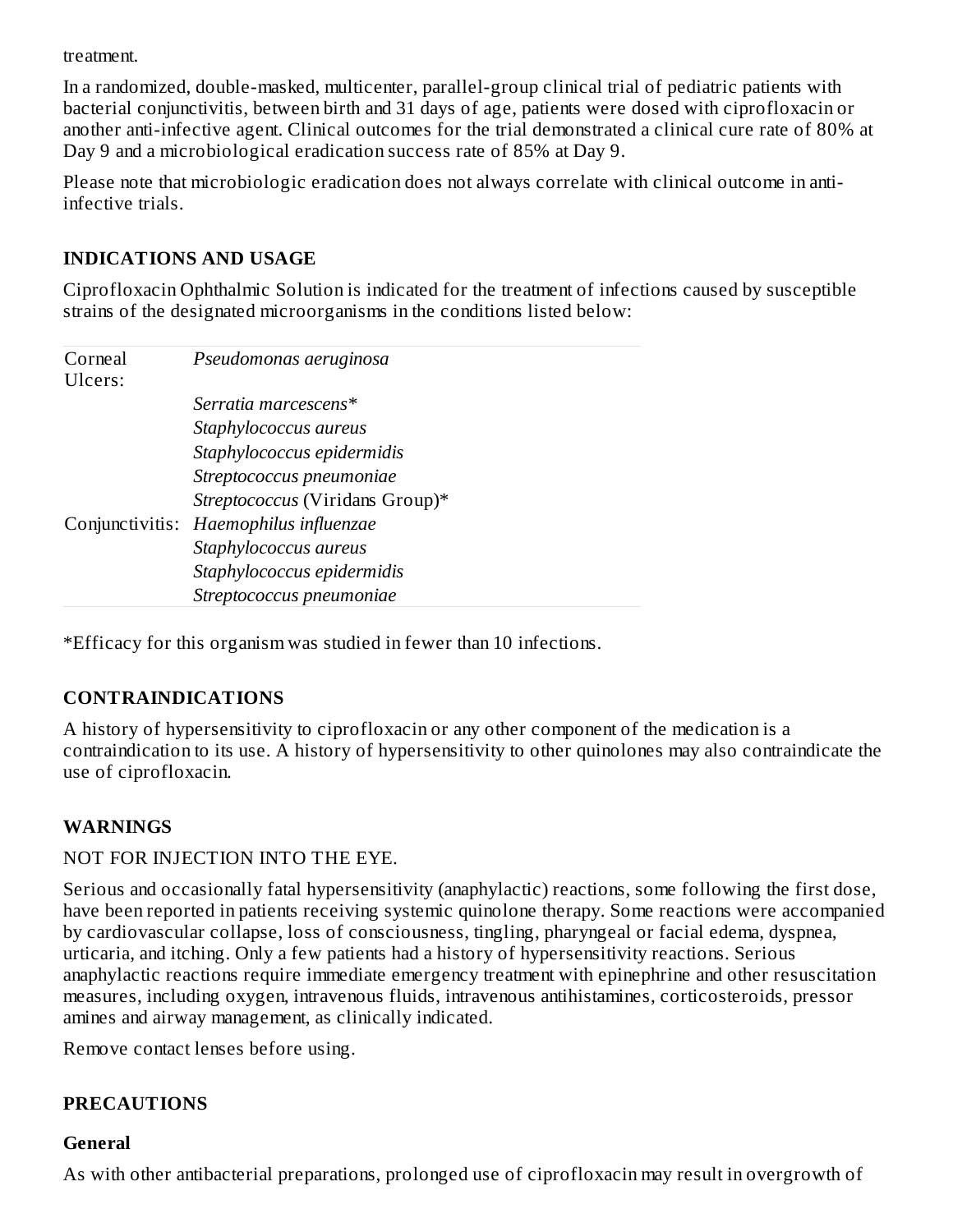treatment.

In a randomized, double-masked, multicenter, parallel-group clinical trial of pediatric patients with bacterial conjunctivitis, between birth and 31 days of age, patients were dosed with ciprofloxacin or another anti-infective agent. Clinical outcomes for the trial demonstrated a clinical cure rate of 80% at Day 9 and a microbiological eradication success rate of 85% at Day 9.

Please note that microbiologic eradication does not always correlate with clinical outcome in anti-infective trials.

## INDICATIONS AND USAGE

Ciprofloxacin Ophthalmic Solution is indicated for the treatment of infections caused by susceptible strains of the designated microorganisms in the conditions listed below:

| | |
|---|---|
| Corneal Ulcers: | *Pseudomonas aeruginosa* |
| | *Serratia marcescens*\* |
| | *Staphylococcus aureus* |
| | *Staphylococcus epidermidis* |
| | *Streptococcus pneumoniae* |
| | *Streptococcus* (Viridans Group)\* |
| Conjunctivitis: | *Haemophilus influenzae* |
| | *Staphylococcus aureus* |
| | *Staphylococcus epidermidis* |
| | *Streptococcus pneumoniae* |

\*Efficacy for this organism was studied in fewer than 10 infections.

## CONTRAINDICATIONS

A history of hypersensitivity to ciprofloxacin or any other component of the medication is a contraindication to its use. A history of hypersensitivity to other quinolones may also contraindicate the use of ciprofloxacin.

## WARNINGS

NOT FOR INJECTION INTO THE EYE.

Serious and occasionally fatal hypersensitivity (anaphylactic) reactions, some following the first dose, have been reported in patients receiving systemic quinolone therapy. Some reactions were accompanied by cardiovascular collapse, loss of consciousness, tingling, pharyngeal or facial edema, dyspnea, urticaria, and itching. Only a few patients had a history of hypersensitivity reactions. Serious anaphylactic reactions require immediate emergency treatment with epinephrine and other resuscitation measures, including oxygen, intravenous fluids, intravenous antihistamines, corticosteroids, pressor amines and airway management, as clinically indicated.

Remove contact lenses before using.

## PRECAUTIONS

### General

As with other antibacterial preparations, prolonged use of ciprofloxacin may result in overgrowth of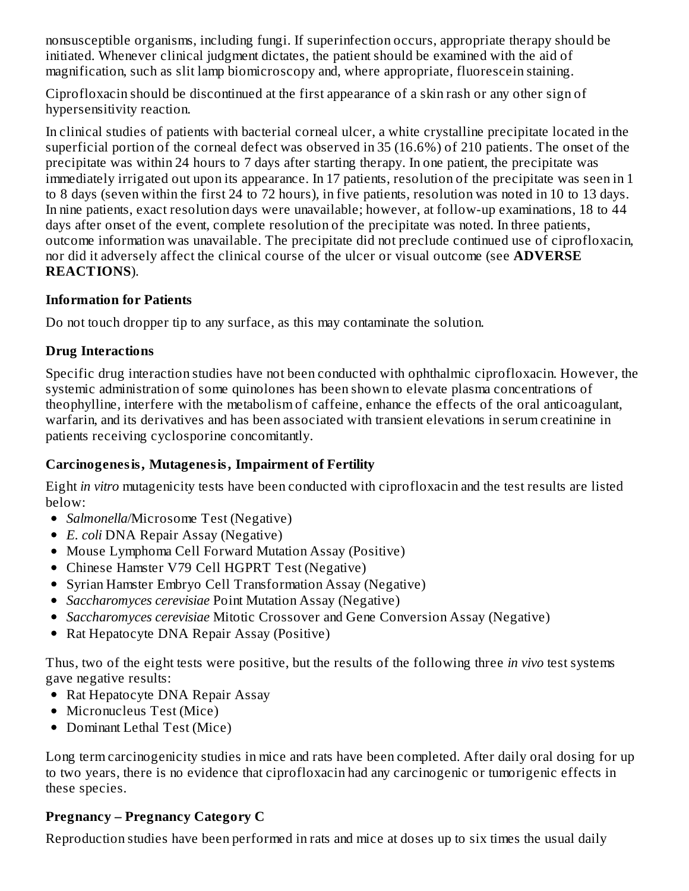nonsusceptible organisms, including fungi. If superinfection occurs, appropriate therapy should be initiated. Whenever clinical judgment dictates, the patient should be examined with the aid of magnification, such as slit lamp biomicroscopy and, where appropriate, fluorescein staining.

Ciprofloxacin should be discontinued at the first appearance of a skin rash or any other sign of hypersensitivity reaction.

In clinical studies of patients with bacterial corneal ulcer, a white crystalline precipitate located in the superficial portion of the corneal defect was observed in 35 (16.6%) of 210 patients. The onset of the precipitate was within 24 hours to 7 days after starting therapy. In one patient, the precipitate was immediately irrigated out upon its appearance. In 17 patients, resolution of the precipitate was seen in 1 to 8 days (seven within the first 24 to 72 hours), in five patients, resolution was noted in 10 to 13 days. In nine patients, exact resolution days were unavailable; however, at follow-up examinations, 18 to 44 days after onset of the event, complete resolution of the precipitate was noted. In three patients, outcome information was unavailable. The precipitate did not preclude continued use of ciprofloxacin, nor did it adversely affect the clinical course of the ulcer or visual outcome (see **ADVERSE REACTIONS**).

### Information for Patients

Do not touch dropper tip to any surface, as this may contaminate the solution.

### Drug Interactions

Specific drug interaction studies have not been conducted with ophthalmic ciprofloxacin. However, the systemic administration of some quinolones has been shown to elevate plasma concentrations of theophylline, interfere with the metabolism of caffeine, enhance the effects of the oral anticoagulant, warfarin, and its derivatives and has been associated with transient elevations in serum creatinine in patients receiving cyclosporine concomitantly.

### Carcinogenesis, Mutagenesis, Impairment of Fertility

Eight *in vitro* mutagenicity tests have been conducted with ciprofloxacin and the test results are listed below:

- *Salmonella*/Microsome Test (Negative)
- *E. coli* DNA Repair Assay (Negative)
- Mouse Lymphoma Cell Forward Mutation Assay (Positive)
- Chinese Hamster V79 Cell HGPRT Test (Negative)
- Syrian Hamster Embryo Cell Transformation Assay (Negative)
- *Saccharomyces cerevisiae* Point Mutation Assay (Negative)
- *Saccharomyces cerevisiae* Mitotic Crossover and Gene Conversion Assay (Negative)
- Rat Hepatocyte DNA Repair Assay (Positive)

Thus, two of the eight tests were positive, but the results of the following three *in vivo* test systems gave negative results:

- Rat Hepatocyte DNA Repair Assay
- Micronucleus Test (Mice)
- Dominant Lethal Test (Mice)

Long term carcinogenicity studies in mice and rats have been completed. After daily oral dosing for up to two years, there is no evidence that ciprofloxacin had any carcinogenic or tumorigenic effects in these species.

### Pregnancy – Pregnancy Category C

Reproduction studies have been performed in rats and mice at doses up to six times the usual daily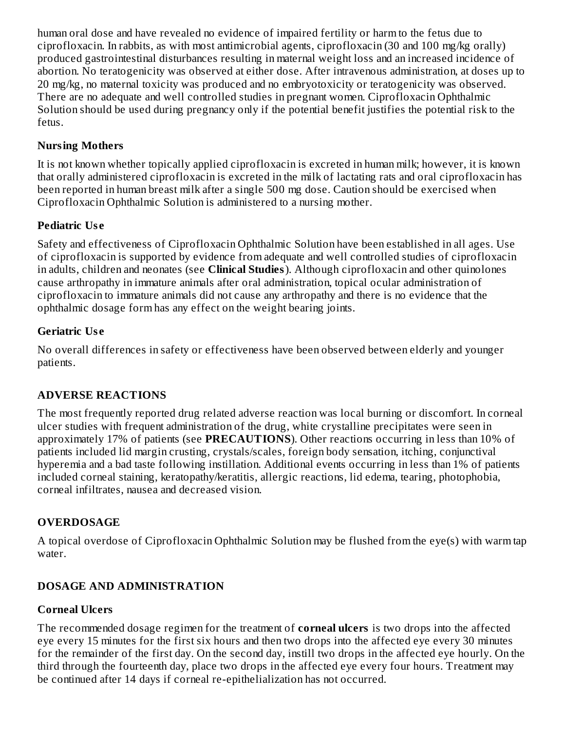human oral dose and have revealed no evidence of impaired fertility or harm to the fetus due to ciprofloxacin. In rabbits, as with most antimicrobial agents, ciprofloxacin (30 and 100 mg/kg orally) produced gastrointestinal disturbances resulting in maternal weight loss and an increased incidence of abortion. No teratogenicity was observed at either dose. After intravenous administration, at doses up to 20 mg/kg, no maternal toxicity was produced and no embryotoxicity or teratogenicity was observed. There are no adequate and well controlled studies in pregnant women. Ciprofloxacin Ophthalmic Solution should be used during pregnancy only if the potential benefit justifies the potential risk to the fetus.

### Nursing Mothers

It is not known whether topically applied ciprofloxacin is excreted in human milk; however, it is known that orally administered ciprofloxacin is excreted in the milk of lactating rats and oral ciprofloxacin has been reported in human breast milk after a single 500 mg dose. Caution should be exercised when Ciprofloxacin Ophthalmic Solution is administered to a nursing mother.

### Pediatric Use

Safety and effectiveness of Ciprofloxacin Ophthalmic Solution have been established in all ages. Use of ciprofloxacin is supported by evidence from adequate and well controlled studies of ciprofloxacin in adults, children and neonates (see **Clinical Studies**). Although ciprofloxacin and other quinolones cause arthropathy in immature animals after oral administration, topical ocular administration of ciprofloxacin to immature animals did not cause any arthropathy and there is no evidence that the ophthalmic dosage form has any effect on the weight bearing joints.

### Geriatric Use

No overall differences in safety or effectiveness have been observed between elderly and younger patients.

## ADVERSE REACTIONS

The most frequently reported drug related adverse reaction was local burning or discomfort. In corneal ulcer studies with frequent administration of the drug, white crystalline precipitates were seen in approximately 17% of patients (see **PRECAUTIONS**). Other reactions occurring in less than 10% of patients included lid margin crusting, crystals/scales, foreign body sensation, itching, conjunctival hyperemia and a bad taste following instillation. Additional events occurring in less than 1% of patients included corneal staining, keratopathy/keratitis, allergic reactions, lid edema, tearing, photophobia, corneal infiltrates, nausea and decreased vision.

## OVERDOSAGE

A topical overdose of Ciprofloxacin Ophthalmic Solution may be flushed from the eye(s) with warm tap water.

## DOSAGE AND ADMINISTRATION

### Corneal Ulcers

The recommended dosage regimen for the treatment of **corneal ulcers** is two drops into the affected eye every 15 minutes for the first six hours and then two drops into the affected eye every 30 minutes for the remainder of the first day. On the second day, instill two drops in the affected eye hourly. On the third through the fourteenth day, place two drops in the affected eye every four hours. Treatment may be continued after 14 days if corneal re-epithelialization has not occurred.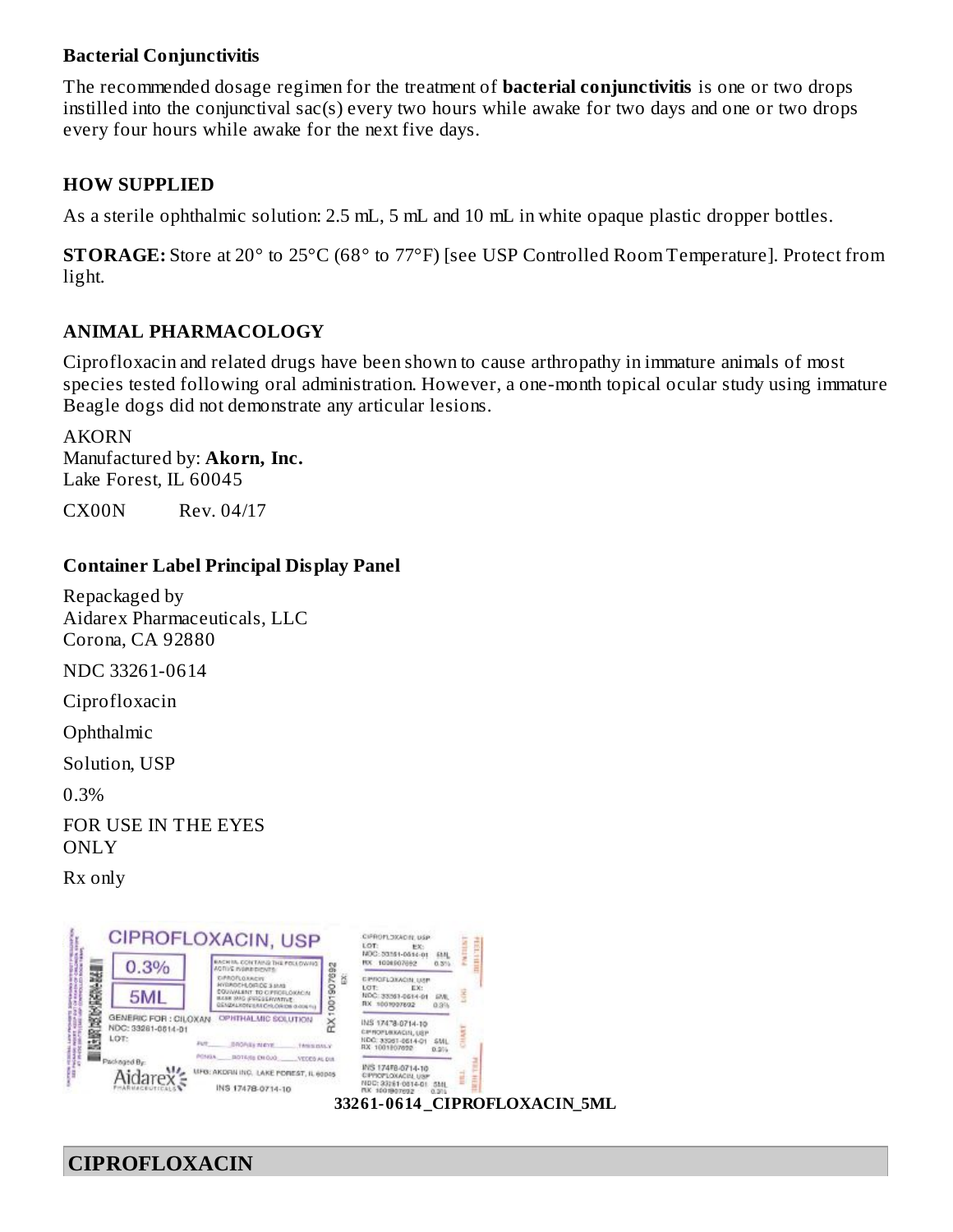### Bacterial Conjunctivitis

The recommended dosage regimen for the treatment of **bacterial conjunctivitis** is one or two drops instilled into the conjunctival sac(s) every two hours while awake for two days and one or two drops every four hours while awake for the next five days.

### HOW SUPPLIED

As a sterile ophthalmic solution: 2.5 mL, 5 mL and 10 mL in white opaque plastic dropper bottles.

**STORAGE:** Store at 20° to 25°C (68° to 77°F) [see USP Controlled Room Temperature]. Protect from light.

### ANIMAL PHARMACOLOGY

Ciprofloxacin and related drugs have been shown to cause arthropathy in immature animals of most species tested following oral administration. However, a one-month topical ocular study using immature Beagle dogs did not demonstrate any articular lesions.

AKORN
Manufactured by: **Akorn, Inc.**
Lake Forest, IL 60045

CX00N    Rev. 04/17

### Container Label Principal Display Panel

Repackaged by
Aidarex Pharmaceuticals, LLC
Corona, CA 92880

NDC 33261-0614

Ciprofloxacin

Ophthalmic

Solution, USP

0.3%

FOR USE IN THE EYES ONLY

Rx only

**33261-0614 _CIPROFLOXACIN_5ML**

## CIPROFLOXACIN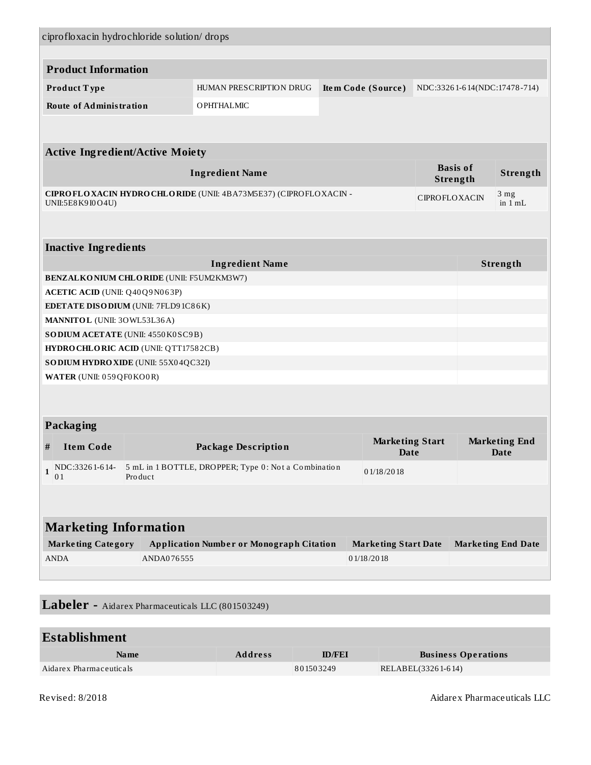ciprofloxacin hydrochloride solution/ drops

## Product Information

| | | | |
|---|---|---|---|
| **Product Type** | HUMAN PRESCRIPTION DRUG | **Item Code (Source)** | NDC:33261-614(NDC:17478-714) |
| **Route of Administration** | OPHTHALMIC | | |

## Active Ingredient/Active Moiety

| Ingredient Name | Basis of Strength | Strength |
|---|---|---|
| **CIPROFLOXACIN HYDROCHLORIDE** (UNII: 4BA73M5E37) (CIPROFLOXACIN - UNII:5E8K9I0O4U) | CIPROFLOXACIN | 3 mg in 1 mL |

## Inactive Ingredients

| Ingredient Name | Strength |
|---|---|
| **BENZALKONIUM CHLORIDE** (UNII: F5UM2KM3W7) | |
| **ACETIC ACID** (UNII: Q40Q9N063P) | |
| **EDETATE DISODIUM** (UNII: 7FLD91C86K) | |
| **MANNITOL** (UNII: 3OWL53L36A) | |
| **SODIUM ACETATE** (UNII: 4550K0SC9B) | |
| **HYDROCHLORIC ACID** (UNII: QTT17582CB) | |
| **SODIUM HYDROXIDE** (UNII: 55X04QC32I) | |
| **WATER** (UNII: 059QF0KO0R) | |

## Packaging

| # | Item Code | Package Description | Marketing Start Date | Marketing End Date |
|---|---|---|---|---|
| 1 | NDC:33261-614-01 | 5 mL in 1 BOTTLE, DROPPER; Type 0: Not a Combination Product | 01/18/2018 | |

## Marketing Information

| Marketing Category | Application Number or Monograph Citation | Marketing Start Date | Marketing End Date |
|---|---|---|---|
| ANDA | ANDA076555 | 01/18/2018 | |

## Labeler - Aidarex Pharmaceuticals LLC (801503249)

## Establishment

| Name | Address | ID/FEI | Business Operations |
|---|---|---|---|
| Aidarex Pharmaceuticals | | 801503249 | RELABEL(33261-614) |

Revised: 8/2018

Aidarex Pharmaceuticals LLC